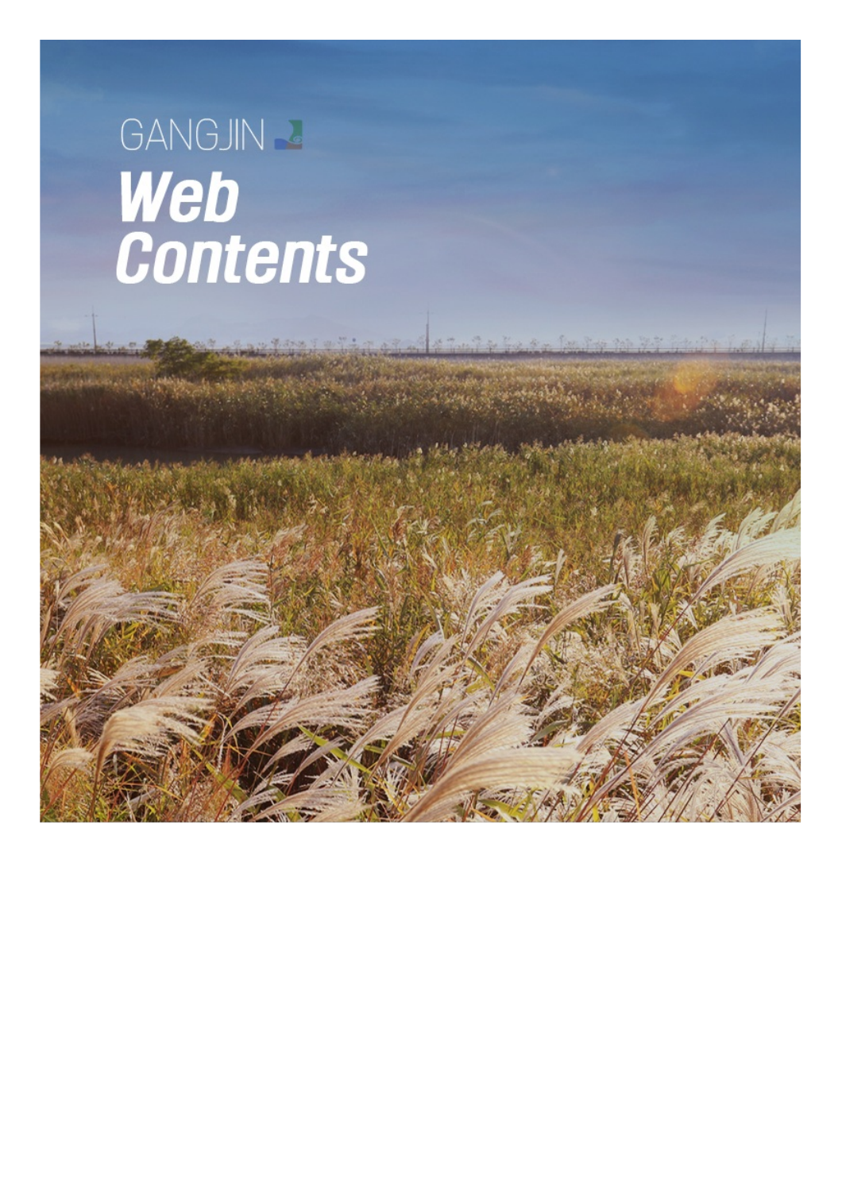GANGJIN

# Web Contents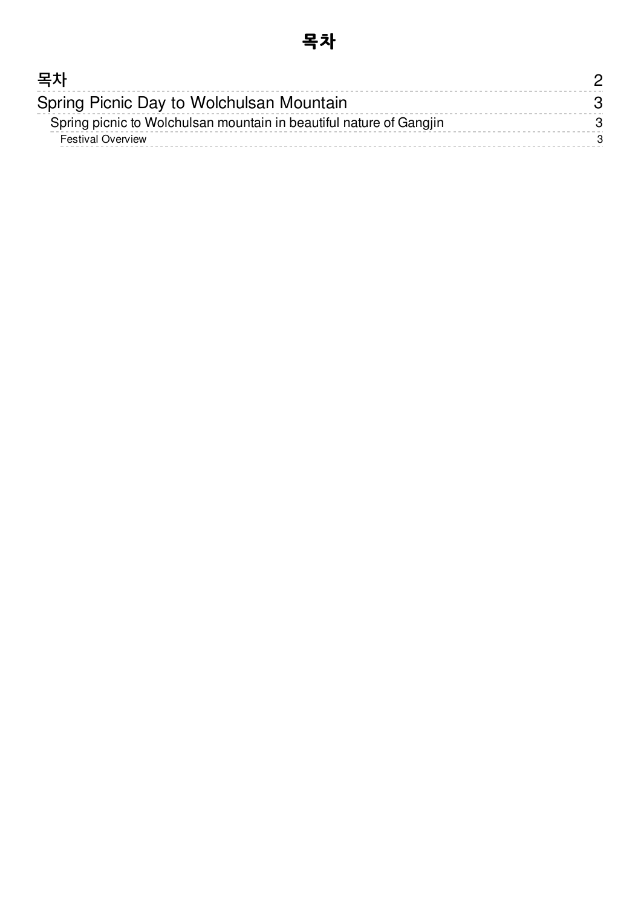# 목차

- 목차 2
- Spring Picnic Day to Wolchulsan Mountain 3
  - Spring picnic to Wolchulsan mountain in beautiful nature of Gangjin 3
    - Festival Overview 3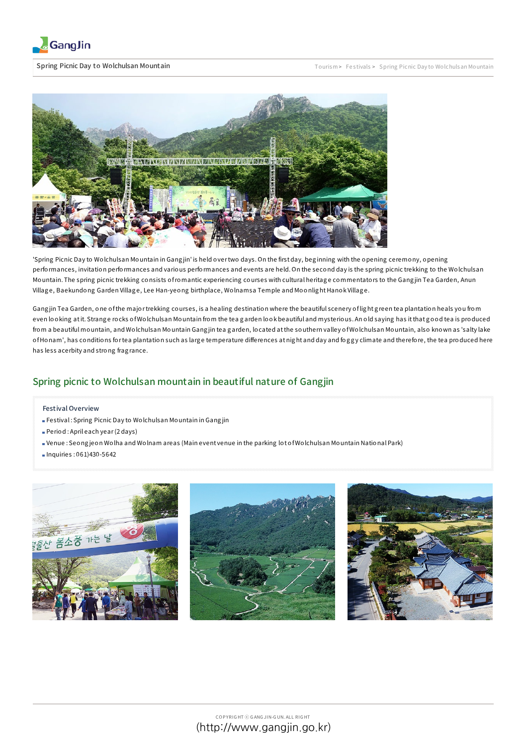Spring Picnic Day to Wolchulsan Mountain

Tourism > Festivals > Spring Picnic Day to Wolchulsan Mountain

'Spring Picnic Day to Wolchulsan Mountain in Gangjin' is held over two days. On the first day, beginning with the opening ceremony, opening performances, invitation performances and various performances and events are held. On the second day is the spring picnic trekking to the Wolchulsan Mountain. The spring picnic trekking consists of romantic experiencing courses with cultural heritage commentators to the Gangjin Tea Garden, Anun Village, Baekundong Garden Village, Lee Han-yeong birthplace, Wolnamsa Temple and Moonlight Hanok Village.

Gangjin Tea Garden, one of the major trekking courses, is a healing destination where the beautiful scenery of light green tea plantation heals you from even looking at it. Strange rocks of Wolchulsan Mountain from the tea garden look beautiful and mysterious. An old saying has it that good tea is produced from a beautiful mountain, and Wolchulsan Mountain Gangjin tea garden, located at the southern valley of Wolchulsan Mountain, also known as 'salty lake of Honam', has conditions for tea plantation such as large temperature differences at night and day and foggy climate and therefore, the tea produced here has less acerbity and strong fragrance.

## Spring picnic to Wolchulsan mountain in beautiful nature of Gangjin

**Festival Overview**

- Festival : Spring Picnic Day to Wolchulsan Mountain in Gangjin
- Period : April each year (2 days)
- Venue : Seongjeon Wolha and Wolnam areas (Main event venue in the parking lot of Wolchulsan Mountain National Park)
- Inquiries : 061)430-5642

COPYRIGHT ⓒ GANGJIN-GUN. ALL RIGHT

(http://www.gangjin.go.kr)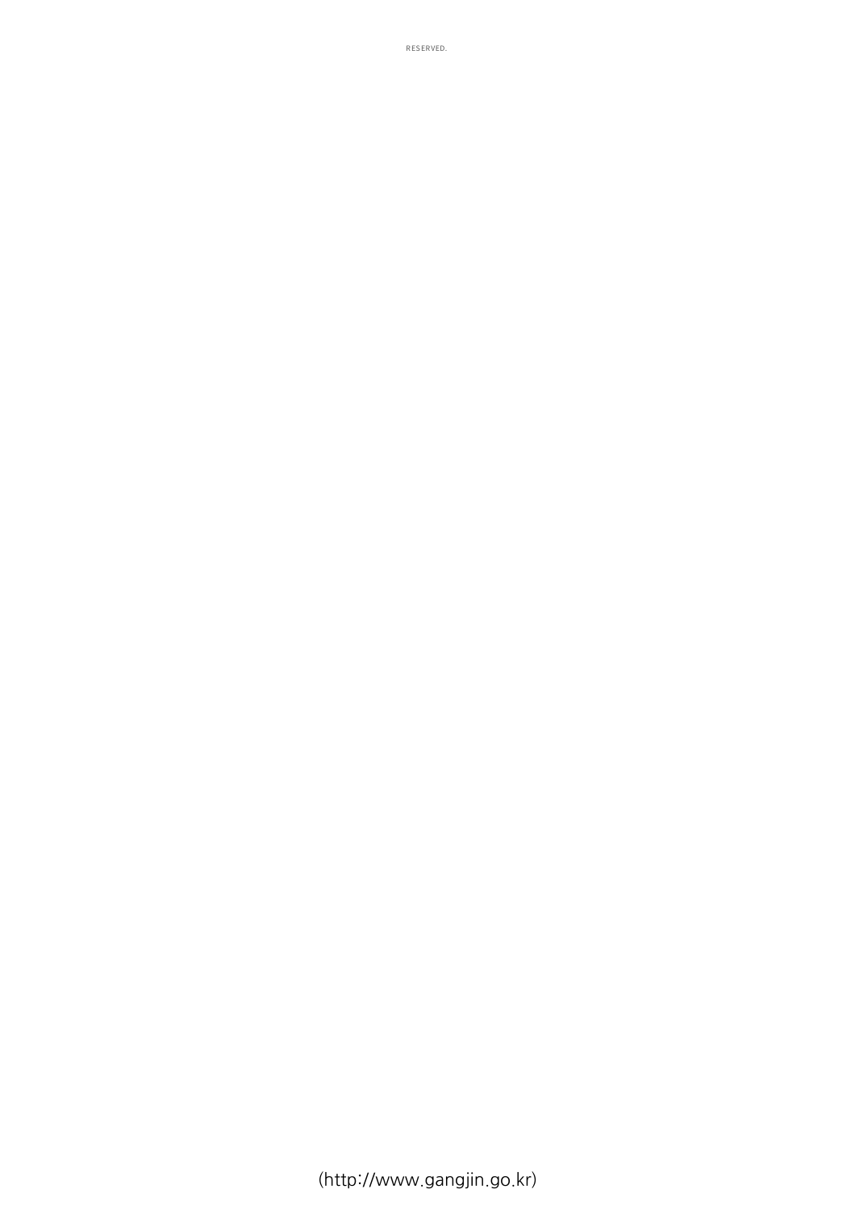RESERVED.

(http://www.gangjin.go.kr)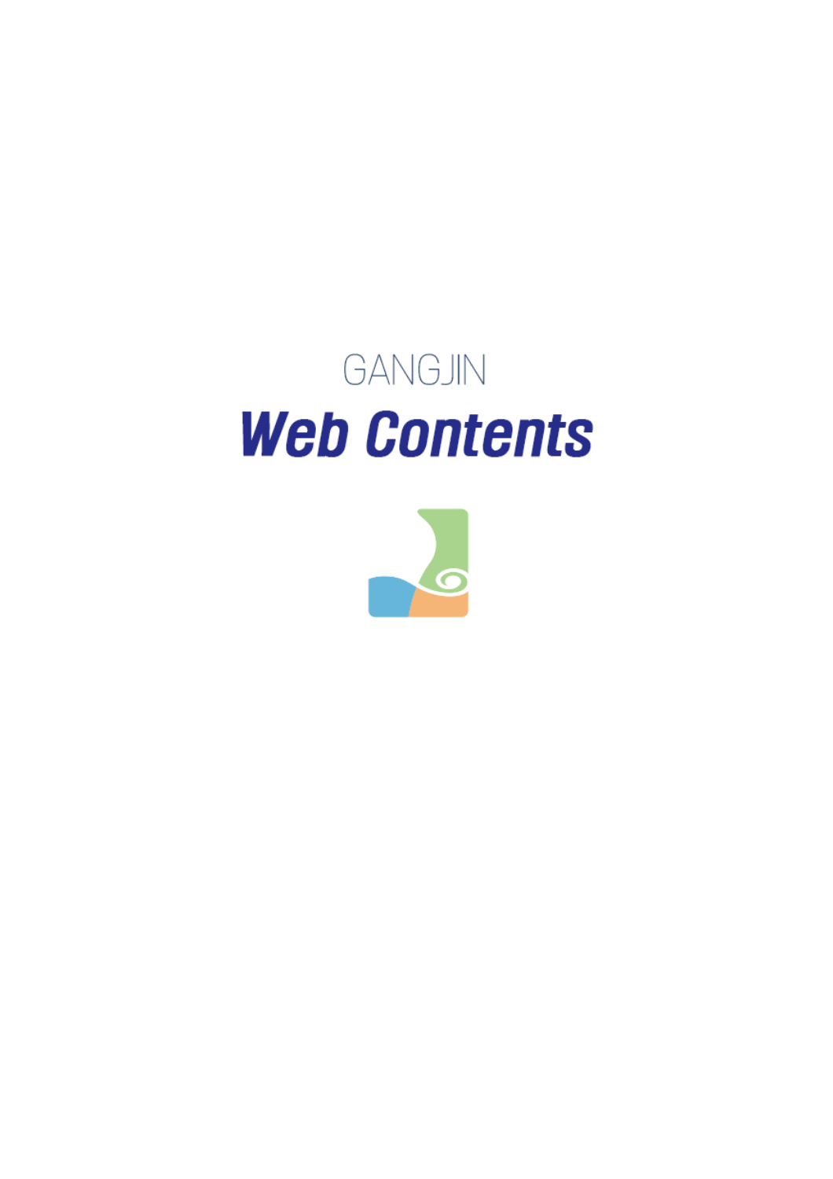GANGJIN

# *Web Contents*